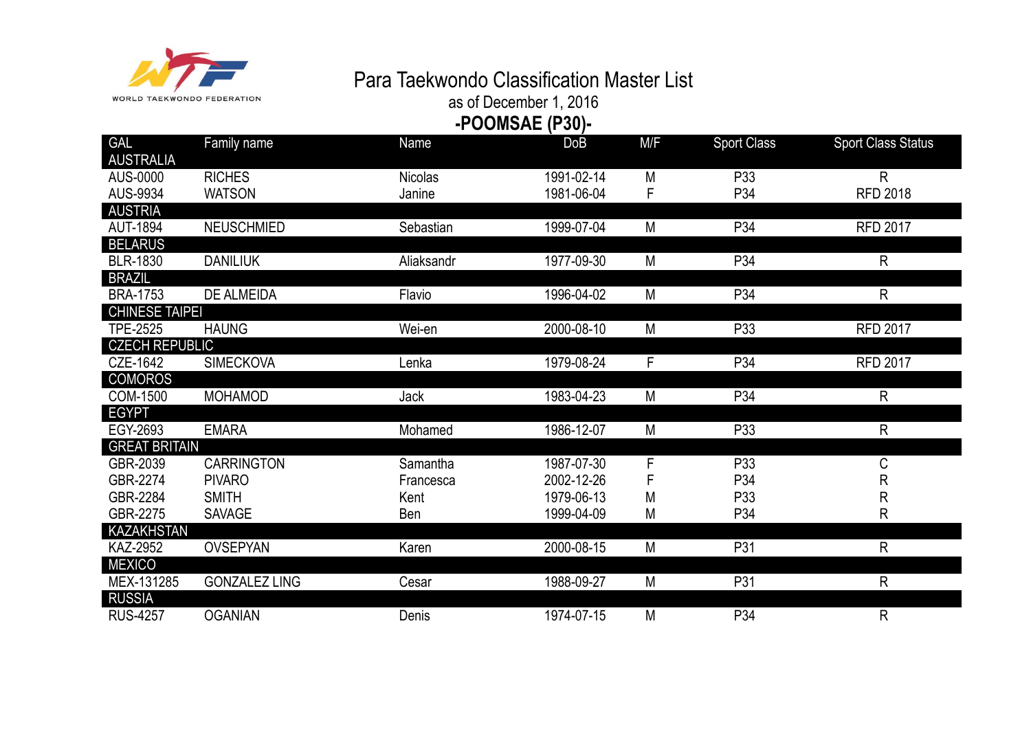WORLD TAEKWONDO FEDERATION

# Para Taekwondo Classification Master List

as of December 1, 2016

## -POOMSAE (P30)-

| GAL | Family name | Name | DoB | M/F | Sport Class | Sport Class Status |
|---|---|---|---|---|---|---|
| AUSTRALIA | | | | | | |
| AUS-0000 | RICHES | Nicolas | 1991-02-14 | M | P33 | R |
| AUS-9934 | WATSON | Janine | 1981-06-04 | F | P34 | RFD 2018 |
| AUSTRIA | | | | | | |
| AUT-1894 | NEUSCHMIED | Sebastian | 1999-07-04 | M | P34 | RFD 2017 |
| BELARUS | | | | | | |
| BLR-1830 | DANILIUK | Aliaksandr | 1977-09-30 | M | P34 | R |
| BRAZIL | | | | | | |
| BRA-1753 | DE ALMEIDA | Flavio | 1996-04-02 | M | P34 | R |
| CHINESE TAIPEI | | | | | | |
| TPE-2525 | HAUNG | Wei-en | 2000-08-10 | M | P33 | RFD 2017 |
| CZECH REPUBLIC | | | | | | |
| CZE-1642 | SIMECKOVA | Lenka | 1979-08-24 | F | P34 | RFD 2017 |
| COMOROS | | | | | | |
| COM-1500 | MOHAMOD | Jack | 1983-04-23 | M | P34 | R |
| EGYPT | | | | | | |
| EGY-2693 | EMARA | Mohamed | 1986-12-07 | M | P33 | R |
| GREAT BRITAIN | | | | | | |
| GBR-2039 | CARRINGTON | Samantha | 1987-07-30 | F | P33 | C |
| GBR-2274 | PIVARO | Francesca | 2002-12-26 | F | P34 | R |
| GBR-2284 | SMITH | Kent | 1979-06-13 | M | P33 | R |
| GBR-2275 | SAVAGE | Ben | 1999-04-09 | M | P34 | R |
| KAZAKHSTAN | | | | | | |
| KAZ-2952 | OVSEPYAN | Karen | 2000-08-15 | M | P31 | R |
| MEXICO | | | | | | |
| MEX-131285 | GONZALEZ LING | Cesar | 1988-09-27 | M | P31 | R |
| RUSSIA | | | | | | |
| RUS-4257 | OGANIAN | Denis | 1974-07-15 | M | P34 | R |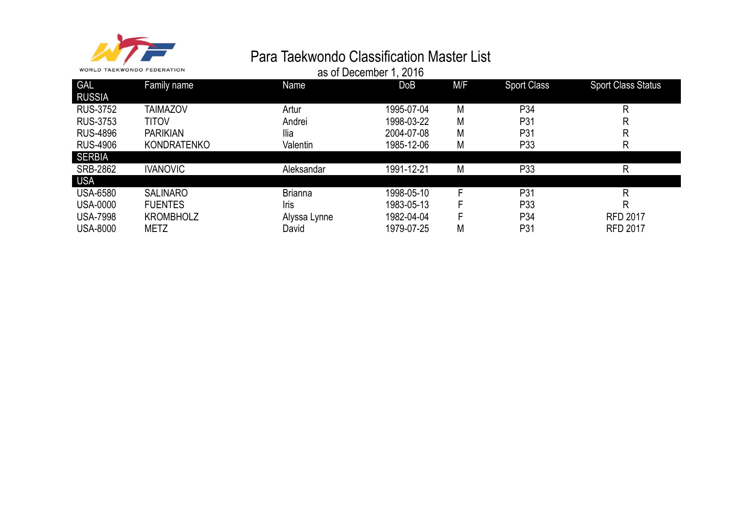WORLD TAEKWONDO FEDERATION

# Para Taekwondo Classification Master List

as of December 1, 2016

| GAL | Family name | Name | DoB | M/F | Sport Class | Sport Class Status |
|---|---|---|---|---|---|---|
| RUSSIA | | | | | | |
| RUS-3752 | TAIMAZOV | Artur | 1995-07-04 | M | P34 | R |
| RUS-3753 | TITOV | Andrei | 1998-03-22 | M | P31 | R |
| RUS-4896 | PARIKIAN | Ilia | 2004-07-08 | M | P31 | R |
| RUS-4906 | KONDRATENKO | Valentin | 1985-12-06 | M | P33 | R |
| SERBIA | | | | | | |
| SRB-2862 | IVANOVIC | Aleksandar | 1991-12-21 | M | P33 | R |
| USA | | | | | | |
| USA-6580 | SALINARO | Brianna | 1998-05-10 | F | P31 | R |
| USA-0000 | FUENTES | Iris | 1983-05-13 | F | P33 | R |
| USA-7998 | KROMBHOLZ | Alyssa Lynne | 1982-04-04 | F | P34 | RFD 2017 |
| USA-8000 | METZ | David | 1979-07-25 | M | P31 | RFD 2017 |